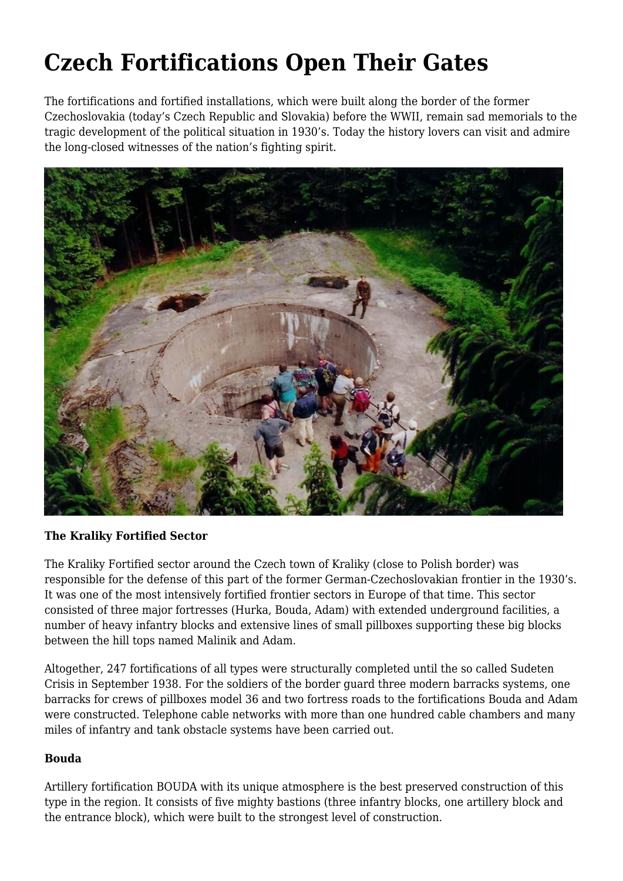# Czech Fortifications Open Their Gates

The fortifications and fortified installations, which were built along the border of the former Czechoslovakia (today's Czech Republic and Slovakia) before the WWII, remain sad memorials to the tragic development of the political situation in 1930's. Today the history lovers can visit and admire the long-closed witnesses of the nation's fighting spirit.

**The Kraliky Fortified Sector**

The Kraliky Fortified sector around the Czech town of Kraliky (close to Polish border) was responsible for the defense of this part of the former German-Czechoslovakian frontier in the 1930's. It was one of the most intensively fortified frontier sectors in Europe of that time. This sector consisted of three major fortresses (Hurka, Bouda, Adam) with extended underground facilities, a number of heavy infantry blocks and extensive lines of small pillboxes supporting these big blocks between the hill tops named Malinik and Adam.

Altogether, 247 fortifications of all types were structurally completed until the so called Sudeten Crisis in September 1938. For the soldiers of the border guard three modern barracks systems, one barracks for crews of pillboxes model 36 and two fortress roads to the fortifications Bouda and Adam were constructed. Telephone cable networks with more than one hundred cable chambers and many miles of infantry and tank obstacle systems have been carried out.

**Bouda**

Artillery fortification BOUDA with its unique atmosphere is the best preserved construction of this type in the region. It consists of five mighty bastions (three infantry blocks, one artillery block and the entrance block), which were built to the strongest level of construction.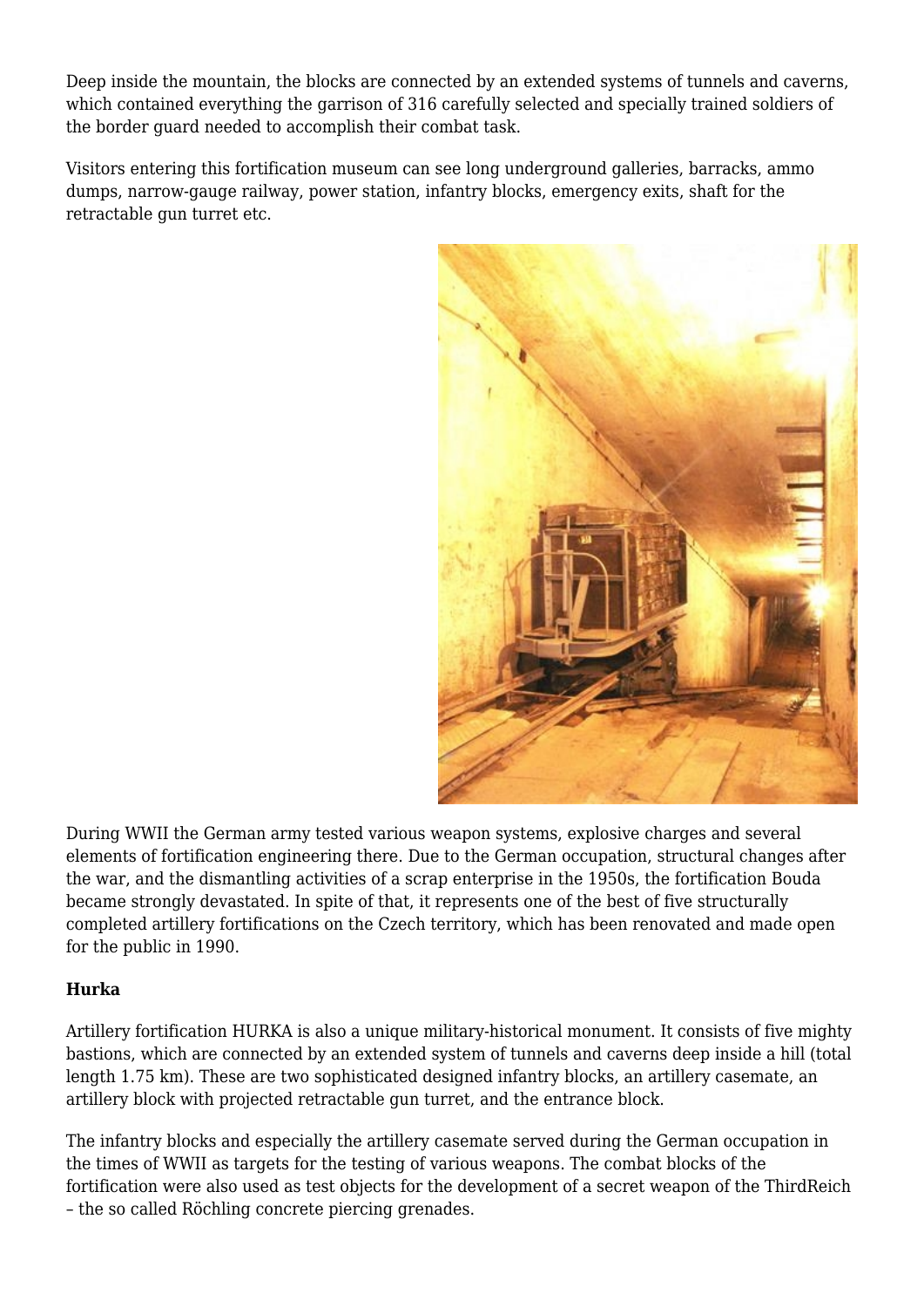Deep inside the mountain, the blocks are connected by an extended systems of tunnels and caverns, which contained everything the garrison of 316 carefully selected and specially trained soldiers of the border guard needed to accomplish their combat task.

Visitors entering this fortification museum can see long underground galleries, barracks, ammo dumps, narrow-gauge railway, power station, infantry blocks, emergency exits, shaft for the retractable gun turret etc.

During WWII the German army tested various weapon systems, explosive charges and several elements of fortification engineering there. Due to the German occupation, structural changes after the war, and the dismantling activities of a scrap enterprise in the 1950s, the fortification Bouda became strongly devastated. In spite of that, it represents one of the best of five structurally completed artillery fortifications on the Czech territory, which has been renovated and made open for the public in 1990.

**Hurka**

Artillery fortification HURKA is also a unique military-historical monument. It consists of five mighty bastions, which are connected by an extended system of tunnels and caverns deep inside a hill (total length 1.75 km). These are two sophisticated designed infantry blocks, an artillery casemate, an artillery block with projected retractable gun turret, and the entrance block.

The infantry blocks and especially the artillery casemate served during the German occupation in the times of WWII as targets for the testing of various weapons. The combat blocks of the fortification were also used as test objects for the development of a secret weapon of the ThirdReich – the so called Röchling concrete piercing grenades.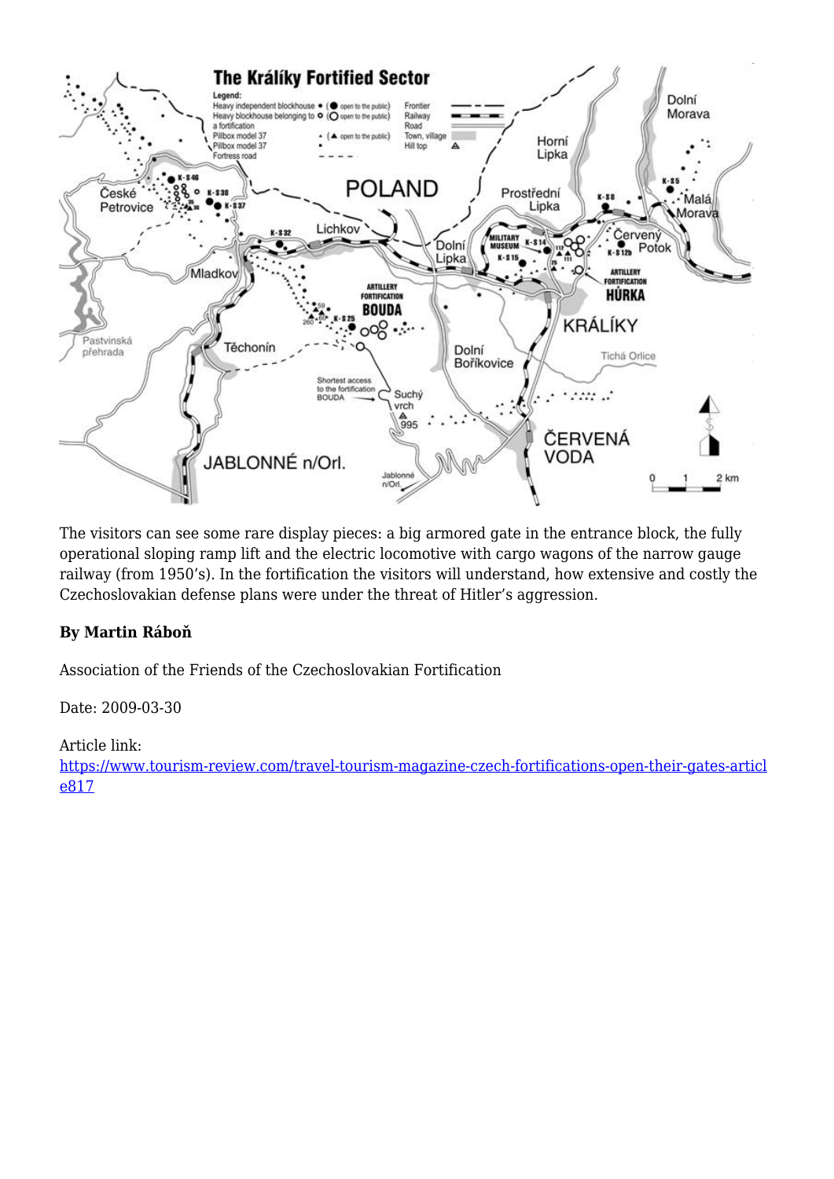The Králíky Fortified Sector

Legend:
Heavy independent blockhouse ● (● open to the public)
Heavy blockhouse belonging to a fortification ○ (○ open to the public)
Pillbox model 37 ▲ (▲ open to the public)
Pillbox model 37 ■
Fortress road
Frontier
Railway
Road
Town, village
Hill top

POLAND
České Petrovice
K-S 46
K-S 38
K-S 37
K-S 32
Lichkov
Mladkov
Pastvinská přehrada
Těchonín
ARTILLERY FORTIFICATION BOUDA
K-S 25
Shortest access to the fortification BOUDA
Suchý vrch
995
JABLONNÉ n/Orl.
Jablonné n/Orl.
Dolní Lipka
Dolní Boříkovice
Horní Lipka
Prostřední Lipka
MILITARY MUSEUM
K-S 14
K-S 15
K-S 8
K-S 5
K-S 12b
Červený Potok
ARTILLERY FORTIFICATION HŮRKA
KRÁLÍKY
Tichá Orlice
ČERVENÁ VODA
Dolní Morava
Malá Morava
0 1 2 km

The visitors can see some rare display pieces: a big armored gate in the entrance block, the fully operational sloping ramp lift and the electric locomotive with cargo wagons of the narrow gauge railway (from 1950's). In the fortification the visitors will understand, how extensive and costly the Czechoslovakian defense plans were under the threat of Hitler's aggression.

**By Martin Ráboň**

Association of the Friends of the Czechoslovakian Fortification

Date: 2009-03-30

Article link:
https://www.tourism-review.com/travel-tourism-magazine-czech-fortifications-open-their-gates-article817